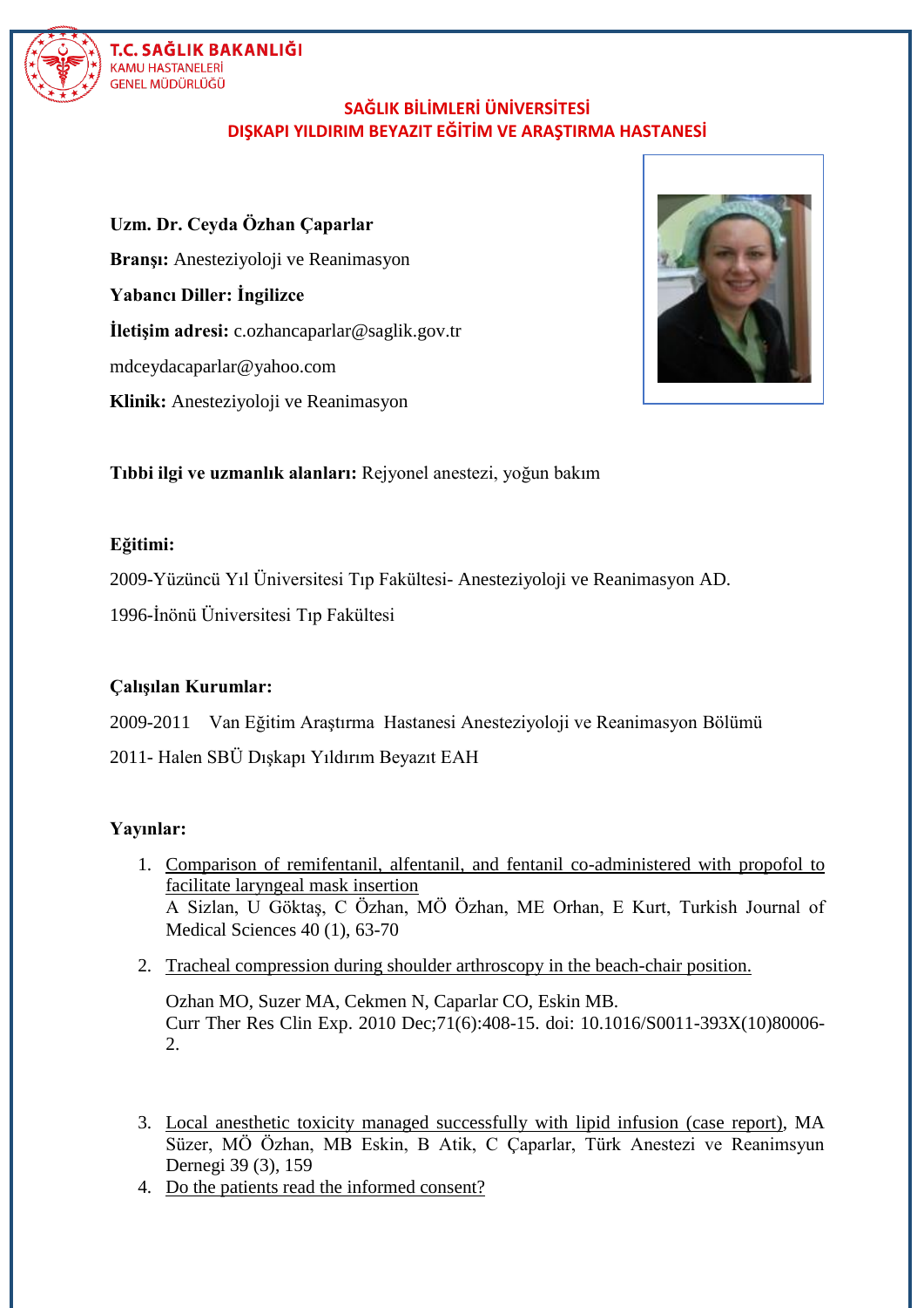T.C. SAĞLIK BAKANLIĞI
KAMU HASTANELERİ
GENEL MÜDÜRLÜĞÜ

**SAĞLIK BİLİMLERİ ÜNİVERSİTESİ**
**DIŞKAPI YILDIRIM BEYAZIT EĞİTİM VE ARAŞTIRMA HASTANESİ**

**Uzm. Dr. Ceyda Özhan Çaparlar**

**Branşı:** Anesteziyoloji ve Reanimasyon

**Yabancı Diller: İngilizce**

**İletişim adresi:** c.ozhancaparlar@saglik.gov.tr

mdceydacaparlar@yahoo.com

**Klinik:** Anesteziyoloji ve Reanimasyon

**Tıbbi ilgi ve uzmanlık alanları:** Rejyonel anestezi, yoğun bakım

**Eğitimi:**

2009-Yüzüncü Yıl Üniversitesi Tıp Fakültesi- Anesteziyoloji ve Reanimasyon AD.

1996-İnönü Üniversitesi Tıp Fakültesi

**Çalışılan Kurumlar:**

2009-2011 Van Eğitim Araştırma Hastanesi Anesteziyoloji ve Reanimasyon Bölümü

2011- Halen SBÜ Dışkapı Yıldırım Beyazıt EAH

**Yayınlar:**

1. Comparison of remifentanil, alfentanil, and fentanil co-administered with propofol to facilitate laryngeal mask insertion
   A Sizlan, U Göktaş, C Özhan, MÖ Özhan, ME Orhan, E Kurt, Turkish Journal of Medical Sciences 40 (1), 63-70

2. Tracheal compression during shoulder arthroscopy in the beach-chair position.

   Ozhan MO, Suzer MA, Cekmen N, Caparlar CO, Eskin MB.
   Curr Ther Res Clin Exp. 2010 Dec;71(6):408-15. doi: 10.1016/S0011-393X(10)80006-2.

3. Local anesthetic toxicity managed successfully with lipid infusion (case report), MA Süzer, MÖ Özhan, MB Eskin, B Atik, C Çaparlar, Türk Anestezi ve Reanimsyun Dernegi 39 (3), 159
4. Do the patients read the informed consent?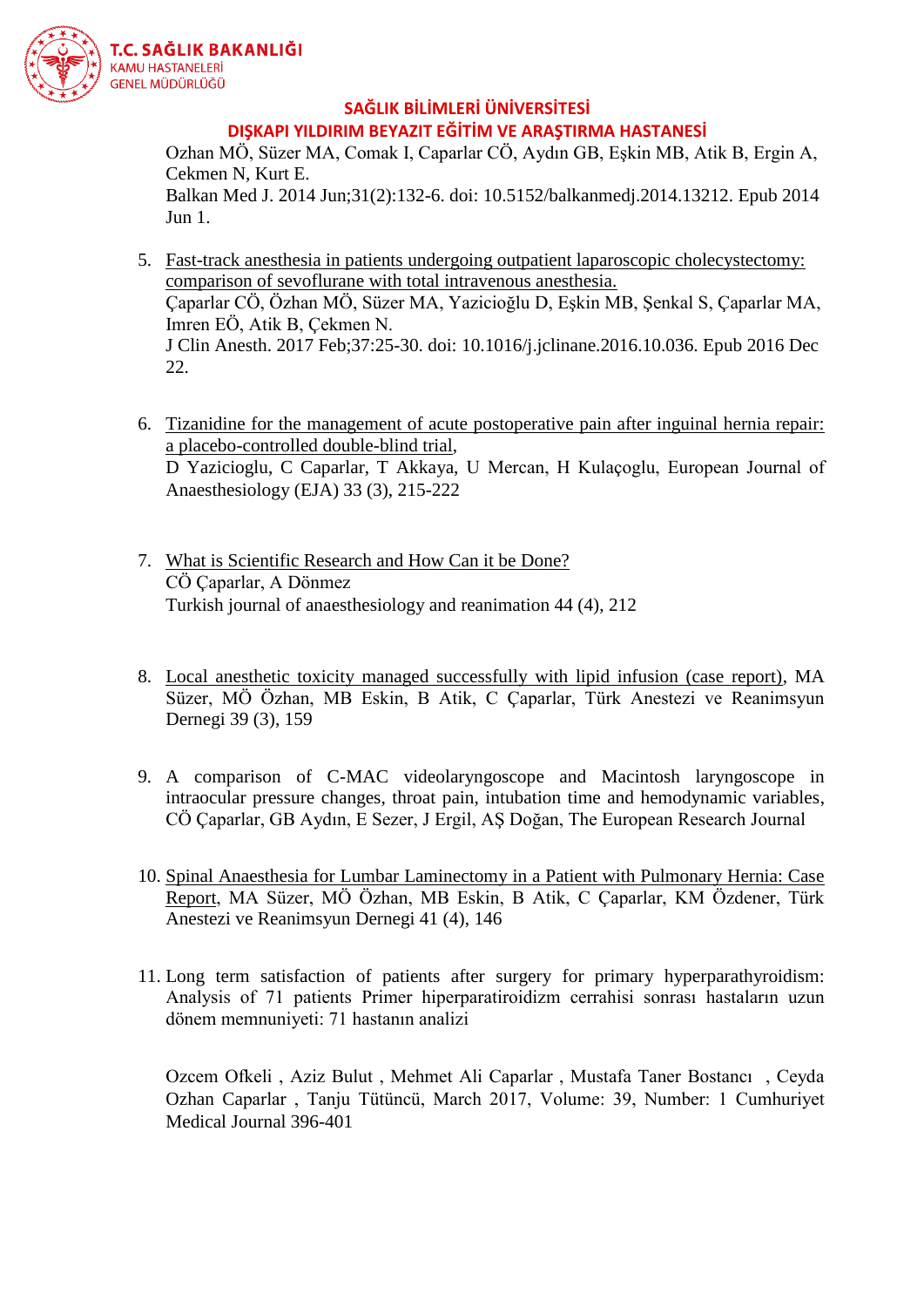Ozhan MÖ, Süzer MA, Comak I, Caparlar CÖ, Aydın GB, Eşkin MB, Atik B, Ergin A, Cekmen N, Kurt E.
Balkan Med J. 2014 Jun;31(2):132-6. doi: 10.5152/balkanmedj.2014.13212. Epub 2014 Jun 1.

5. Fast-track anesthesia in patients undergoing outpatient laparoscopic cholecystectomy: comparison of sevoflurane with total intravenous anesthesia.
   Çaparlar CÖ, Özhan MÖ, Süzer MA, Yazicioğlu D, Eşkin MB, Şenkal S, Çaparlar MA, Imren EÖ, Atik B, Çekmen N.
   J Clin Anesth. 2017 Feb;37:25-30. doi: 10.1016/j.jclinane.2016.10.036. Epub 2016 Dec 22.

6. Tizanidine for the management of acute postoperative pain after inguinal hernia repair: a placebo-controlled double-blind trial,
   D Yazicioglu, C Caparlar, T Akkaya, U Mercan, H Kulaçoglu, European Journal of Anaesthesiology (EJA) 33 (3), 215-222

7. What is Scientific Research and How Can it be Done?
   CÖ Çaparlar, A Dönmez
   Turkish journal of anaesthesiology and reanimation 44 (4), 212

8. Local anesthetic toxicity managed successfully with lipid infusion (case report), MA Süzer, MÖ Özhan, MB Eskin, B Atik, C Çaparlar, Türk Anestezi ve Reanimsyun Dernegi 39 (3), 159

9. A comparison of C-MAC videolaryngoscope and Macintosh laryngoscope in intraocular pressure changes, throat pain, intubation time and hemodynamic variables, CÖ Çaparlar, GB Aydın, E Sezer, J Ergil, AŞ Doğan, The European Research Journal

10. Spinal Anaesthesia for Lumbar Laminectomy in a Patient with Pulmonary Hernia: Case Report, MA Süzer, MÖ Özhan, MB Eskin, B Atik, C Çaparlar, KM Özdener, Türk Anestezi ve Reanimsyun Dernegi 41 (4), 146

11. Long term satisfaction of patients after surgery for primary hyperparathyroidism: Analysis of 71 patients Primer hiperparatiroidizm cerrahisi sonrası hastaların uzun dönem memnuniyeti: 71 hastanın analizi

    Ozcem Ofkeli , Aziz Bulut , Mehmet Ali Caparlar , Mustafa Taner Bostancı , Ceyda Ozhan Caparlar , Tanju Tütüncü, March 2017, Volume: 39, Number: 1 Cumhuriyet Medical Journal 396-401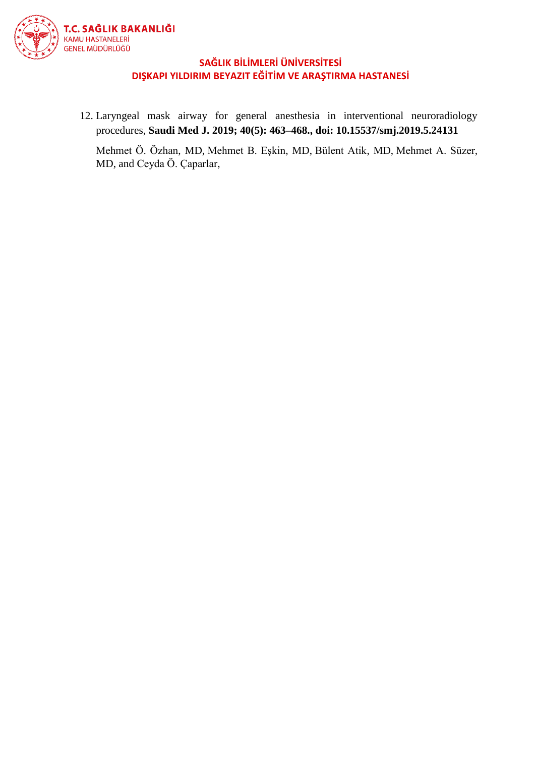12. Laryngeal mask airway for general anesthesia in interventional neuroradiology procedures, **Saudi Med J. 2019; 40(5): 463–468., doi: 10.15537/smj.2019.5.24131**

    Mehmet Ö. Özhan, MD, Mehmet B. Eşkin, MD, Bülent Atik, MD, Mehmet A. Süzer, MD, and Ceyda Ö. Çaparlar,